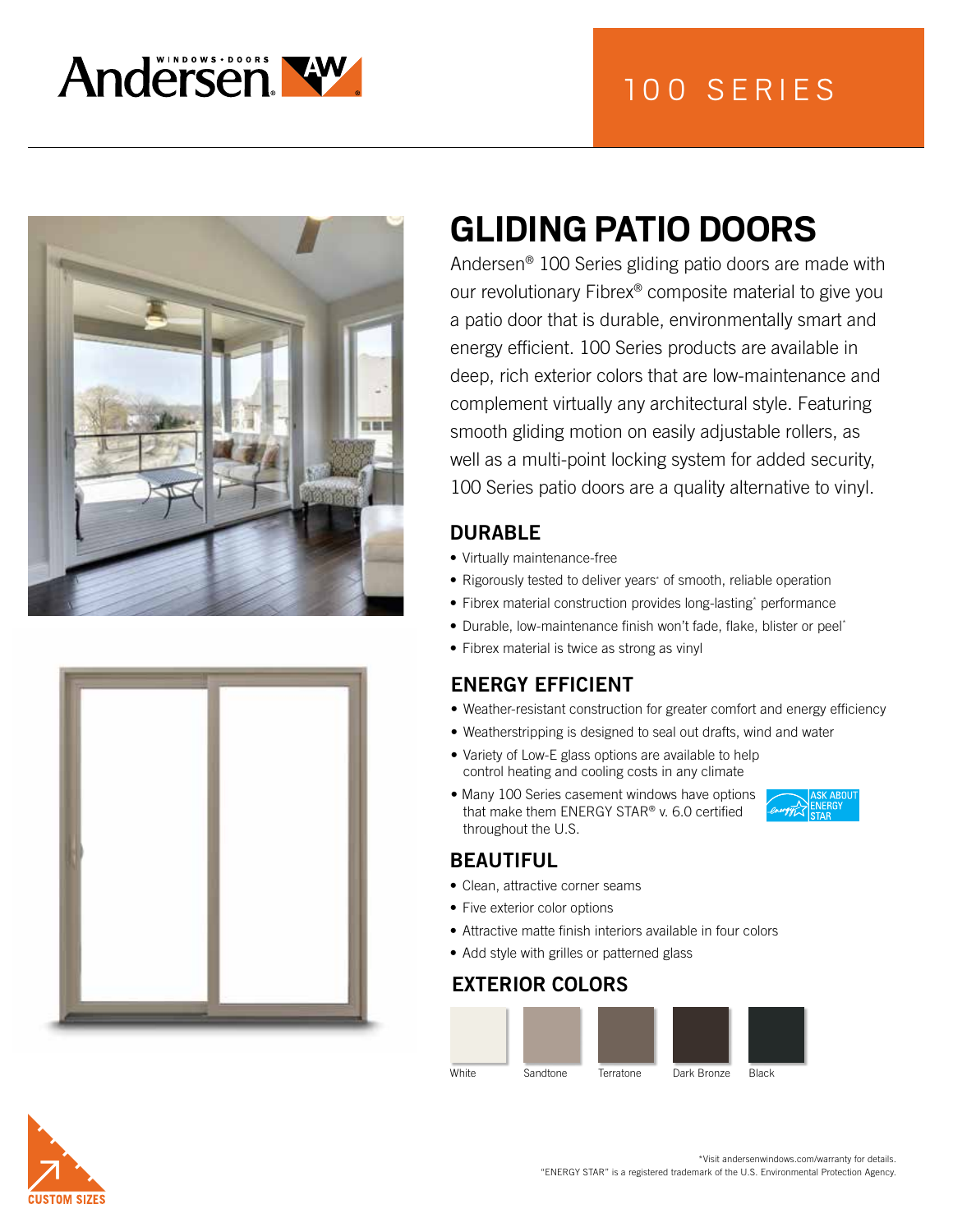Andersen WINDOWS • DOORS

100 SERIES

# GLIDING PATIO DOORS

Andersen® 100 Series gliding patio doors are made with our revolutionary Fibrex® composite material to give you a patio door that is durable, environmentally smart and energy efficient. 100 Series products are available in deep, rich exterior colors that are low-maintenance and complement virtually any architectural style. Featuring smooth gliding motion on easily adjustable rollers, as well as a multi-point locking system for added security, 100 Series patio doors are a quality alternative to vinyl.

## DURABLE

- Virtually maintenance-free
- Rigorously tested to deliver years* of smooth, reliable operation
- Fibrex material construction provides long-lasting* performance
- Durable, low-maintenance finish won't fade, flake, blister or peel*
- Fibrex material is twice as strong as vinyl

## ENERGY EFFICIENT

- Weather-resistant construction for greater comfort and energy efficiency
- Weatherstripping is designed to seal out drafts, wind and water
- Variety of Low-E glass options are available to help control heating and cooling costs in any climate
- Many 100 Series casement windows have options that make them ENERGY STAR® v. 6.0 certified throughout the U.S.

ASK ABOUT ENERGY STAR

## BEAUTIFUL

- Clean, attractive corner seams
- Five exterior color options
- Attractive matte finish interiors available in four colors
- Add style with grilles or patterned glass

## EXTERIOR COLORS

White | Sandtone | Terratone | Dark Bronze | Black

CUSTOM SIZES

*Visit andersenwindows.com/warranty for details.
"ENERGY STAR" is a registered trademark of the U.S. Environmental Protection Agency.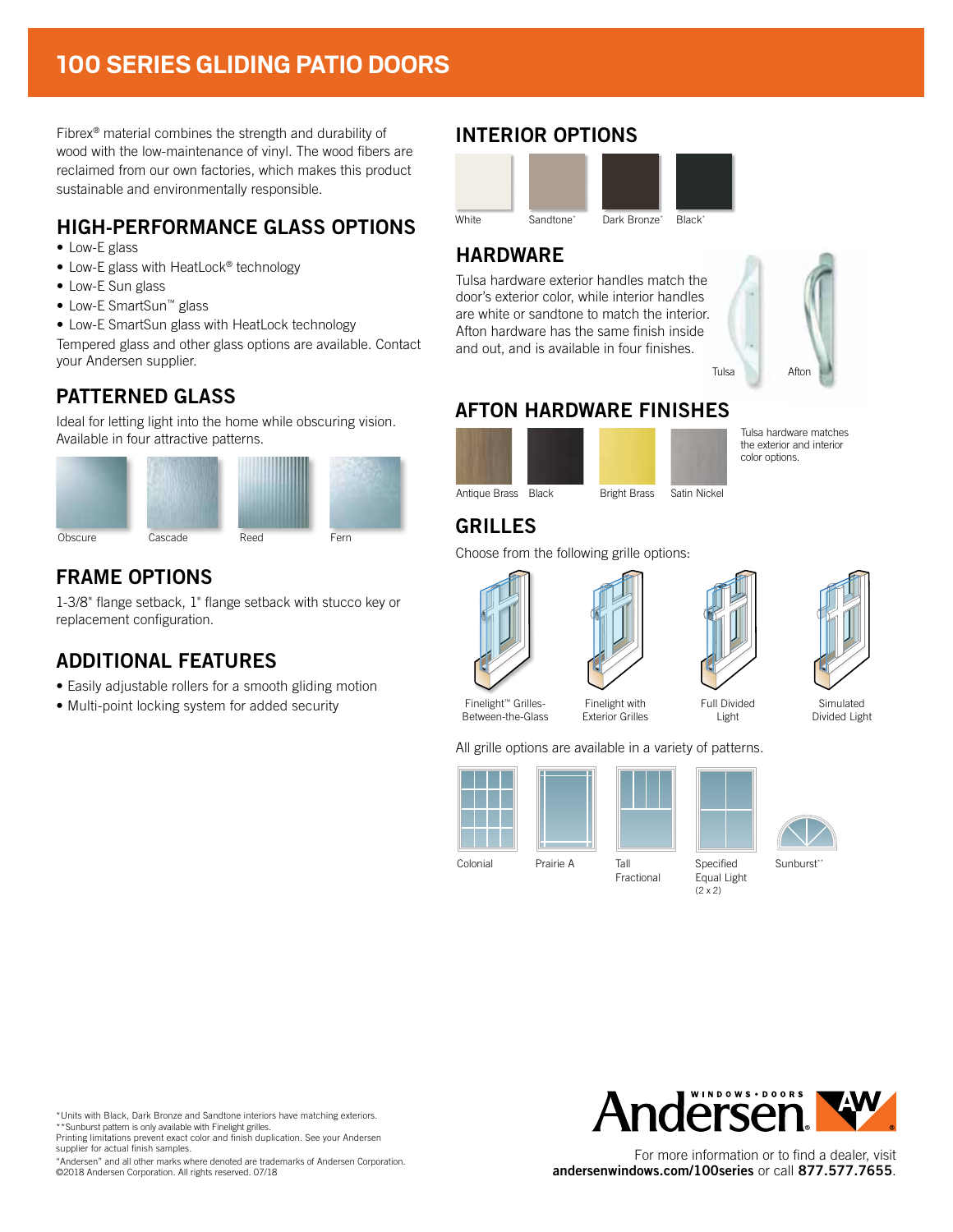# 100 SERIES GLIDING PATIO DOORS

Fibrex® material combines the strength and durability of wood with the low-maintenance of vinyl. The wood fibers are reclaimed from our own factories, which makes this product sustainable and environmentally responsible.

## HIGH-PERFORMANCE GLASS OPTIONS

- Low-E glass
- Low-E glass with HeatLock® technology
- Low-E Sun glass
- Low-E SmartSun™ glass
- Low-E SmartSun glass with HeatLock technology

Tempered glass and other glass options are available. Contact your Andersen supplier.

## PATTERNED GLASS

Ideal for letting light into the home while obscuring vision. Available in four attractive patterns.

Obscure
Cascade
Reed
Fern

## FRAME OPTIONS

1-3/8" flange setback, 1" flange setback with stucco key or replacement configuration.

## ADDITIONAL FEATURES

- Easily adjustable rollers for a smooth gliding motion
- Multi-point locking system for added security

## INTERIOR OPTIONS

White
Sandtone*
Dark Bronze*
Black*

## HARDWARE

Tulsa hardware exterior handles match the door's exterior color, while interior handles are white or sandtone to match the interior. Afton hardware has the same finish inside and out, and is available in four finishes.

Tulsa
Afton

## AFTON HARDWARE FINISHES

Antique Brass
Black
Bright Brass
Satin Nickel

Tulsa hardware matches the exterior and interior color options.

## GRILLES

Choose from the following grille options:

Finelight™ Grilles-Between-the-Glass
Finelight with Exterior Grilles
Full Divided Light
Simulated Divided Light

All grille options are available in a variety of patterns.

Colonial
Prairie A
Tall Fractional
Specified Equal Light (2 x 2)
Sunburst**

*Units with Black, Dark Bronze and Sandtone interiors have matching exteriors.
**Sunburst pattern is only available with Finelight grilles.
Printing limitations prevent exact color and finish duplication. See your Andersen supplier for actual finish samples.
"Andersen" and all other marks where denoted are trademarks of Andersen Corporation. ©2018 Andersen Corporation. All rights reserved. 07/18

Andersen WINDOWS • DOORS

For more information or to find a dealer, visit **andersenwindows.com/100series** or call **877.577.7655**.